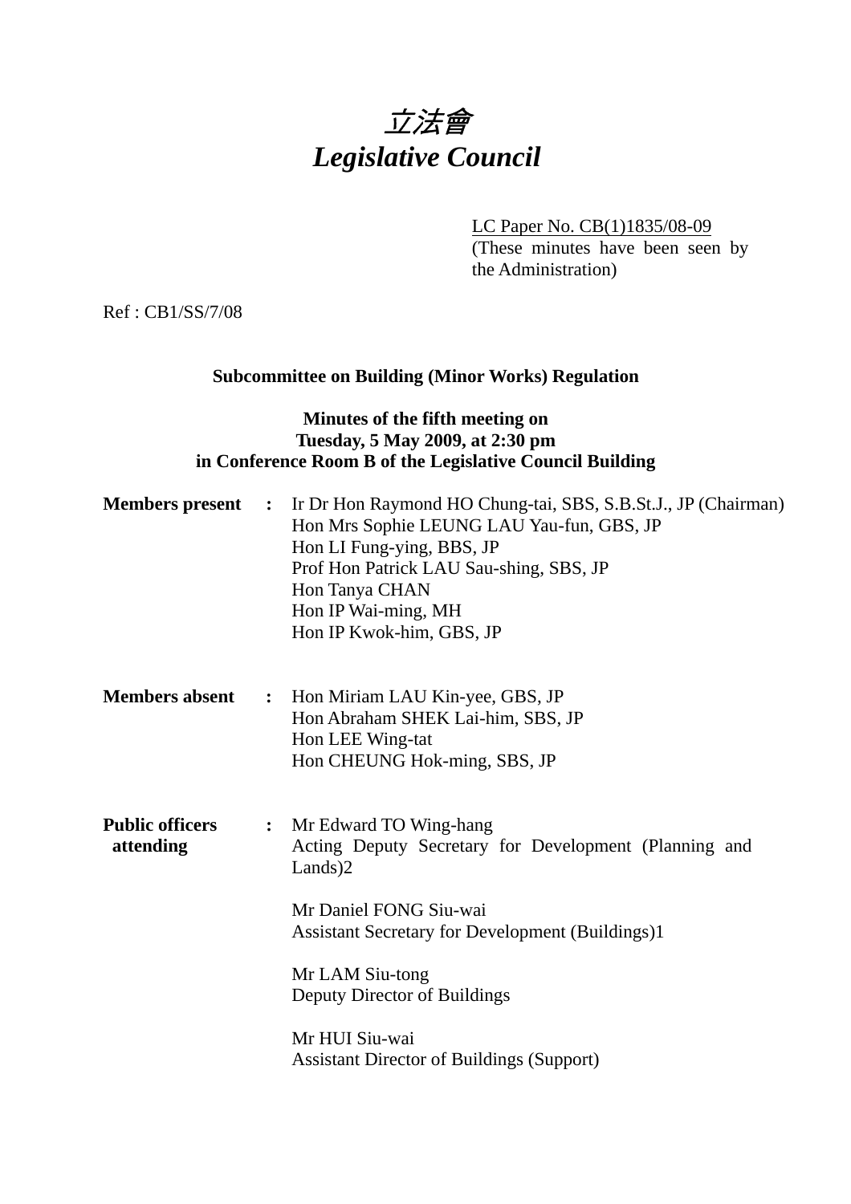# 立法會
# *Legislative Council*

LC Paper No. CB(1)1835/08-09
(These minutes have been seen by the Administration)

Ref : CB1/SS/7/08

**Subcommittee on Building (Minor Works) Regulation**

**Minutes of the fifth meeting on**
**Tuesday, 5 May 2009, at 2:30 pm**
**in Conference Room B of the Legislative Council Building**

**Members present :**
Ir Dr Hon Raymond HO Chung-tai, SBS, S.B.St.J., JP (Chairman)
Hon Mrs Sophie LEUNG LAU Yau-fun, GBS, JP
Hon LI Fung-ying, BBS, JP
Prof Hon Patrick LAU Sau-shing, SBS, JP
Hon Tanya CHAN
Hon IP Wai-ming, MH
Hon IP Kwok-him, GBS, JP

**Members absent :**
Hon Miriam LAU Kin-yee, GBS, JP
Hon Abraham SHEK Lai-him, SBS, JP
Hon LEE Wing-tat
Hon CHEUNG Hok-ming, SBS, JP

**Public officers attending :**
Mr Edward TO Wing-hang
Acting Deputy Secretary for Development (Planning and Lands)2

Mr Daniel FONG Siu-wai
Assistant Secretary for Development (Buildings)1

Mr LAM Siu-tong
Deputy Director of Buildings

Mr HUI Siu-wai
Assistant Director of Buildings (Support)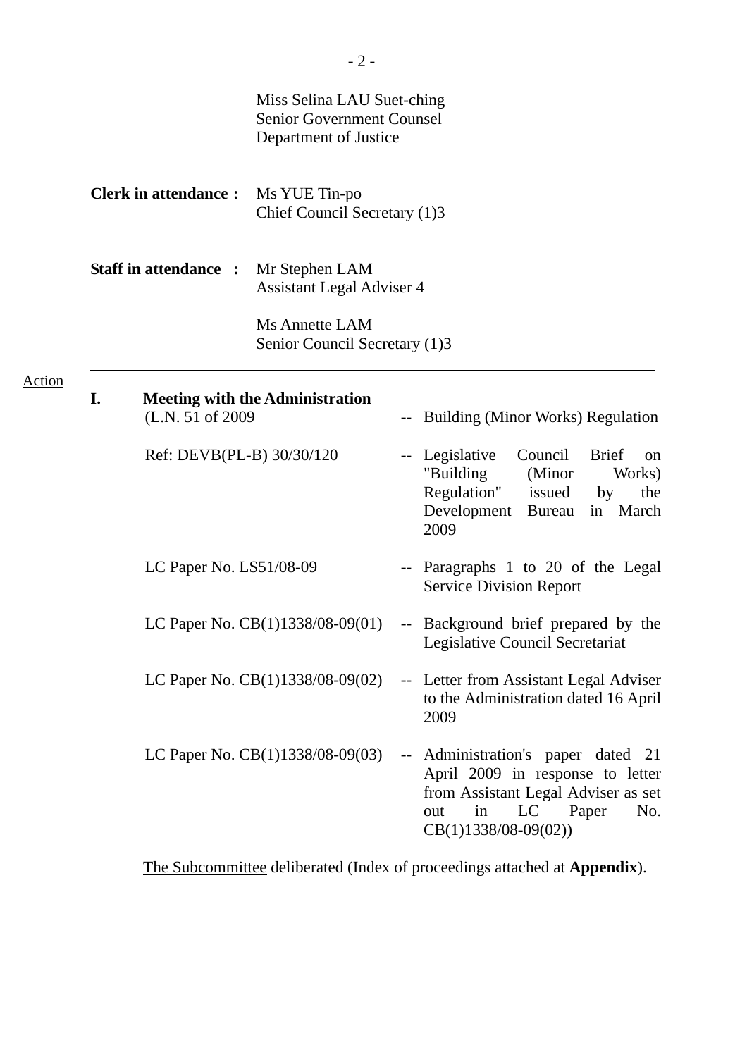Miss Selina LAU Suet-ching
Senior Government Counsel
Department of Justice

**Clerk in attendance :** Ms YUE Tin-po
Chief Council Secretary (1)3

**Staff in attendance :** Mr Stephen LAM
Assistant Legal Adviser 4

Ms Annette LAM
Senior Council Secretary (1)3

---

Action

## I. Meeting with the Administration

| | | |
|---|---|---|
| (L.N. 51 of 2009 | -- | Building (Minor Works) Regulation |
| Ref: DEVB(PL-B) 30/30/120 | -- | Legislative Council Brief on "Building (Minor Works) Regulation" issued by the Development Bureau in March 2009 |
| LC Paper No. LS51/08-09 | -- | Paragraphs 1 to 20 of the Legal Service Division Report |
| LC Paper No. CB(1)1338/08-09(01) | -- | Background brief prepared by the Legislative Council Secretariat |
| LC Paper No. CB(1)1338/08-09(02) | -- | Letter from Assistant Legal Adviser to the Administration dated 16 April 2009 |
| LC Paper No. CB(1)1338/08-09(03) | -- | Administration's paper dated 21 April 2009 in response to letter from Assistant Legal Adviser as set out in LC Paper No. CB(1)1338/08-09(02)) |

The Subcommittee deliberated (Index of proceedings attached at **Appendix**).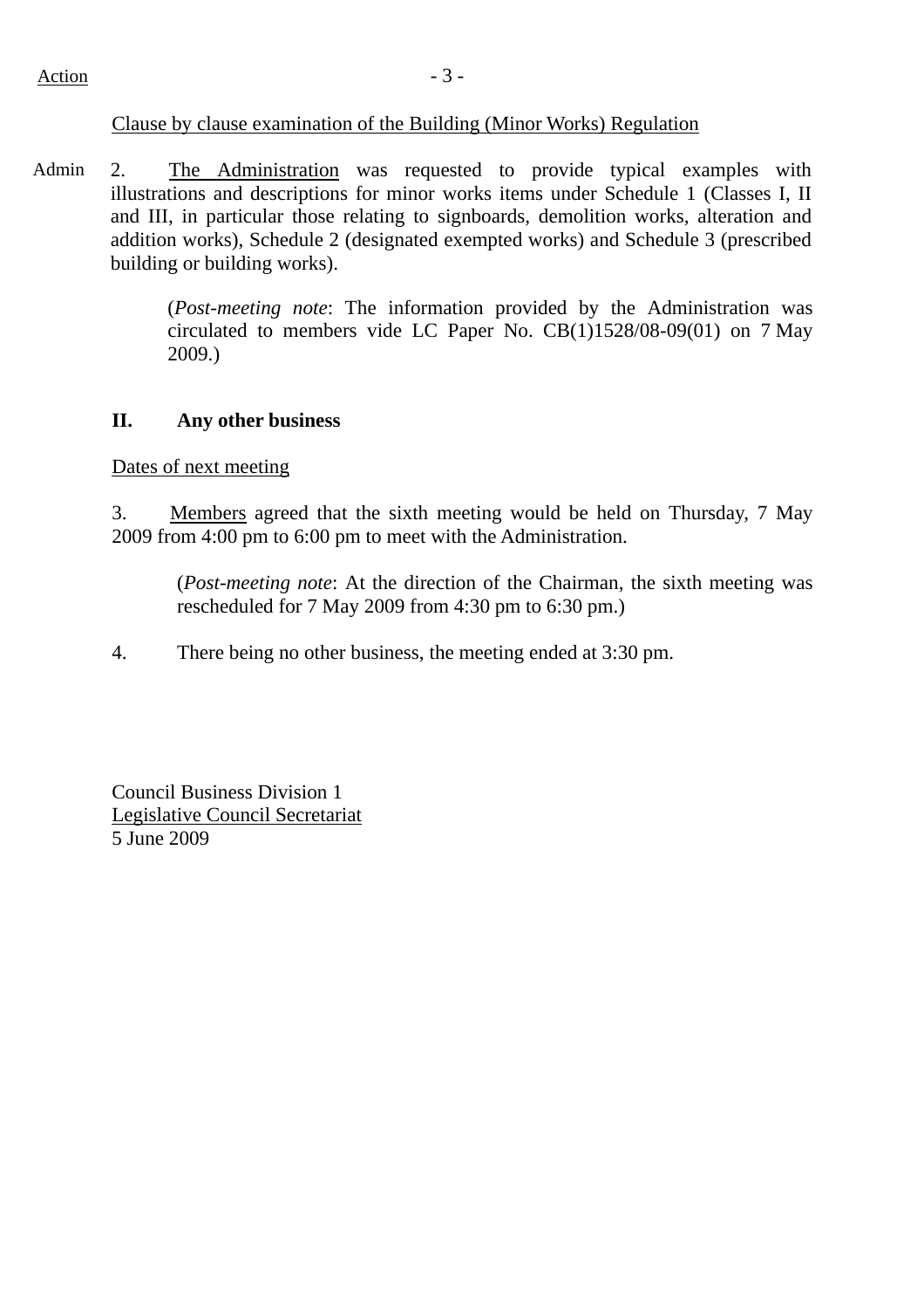Action

Clause by clause examination of the Building (Minor Works) Regulation

Admin 2. The Administration was requested to provide typical examples with illustrations and descriptions for minor works items under Schedule 1 (Classes I, II and III, in particular those relating to signboards, demolition works, alteration and addition works), Schedule 2 (designated exempted works) and Schedule 3 (prescribed building or building works).

> (*Post-meeting note*: The information provided by the Administration was circulated to members vide LC Paper No. CB(1)1528/08-09(01) on 7 May 2009.)

## II. Any other business

Dates of next meeting

3. Members agreed that the sixth meeting would be held on Thursday, 7 May 2009 from 4:00 pm to 6:00 pm to meet with the Administration.

> (*Post-meeting note*: At the direction of the Chairman, the sixth meeting was rescheduled for 7 May 2009 from 4:30 pm to 6:30 pm.)

4. There being no other business, the meeting ended at 3:30 pm.

Council Business Division 1
Legislative Council Secretariat
5 June 2009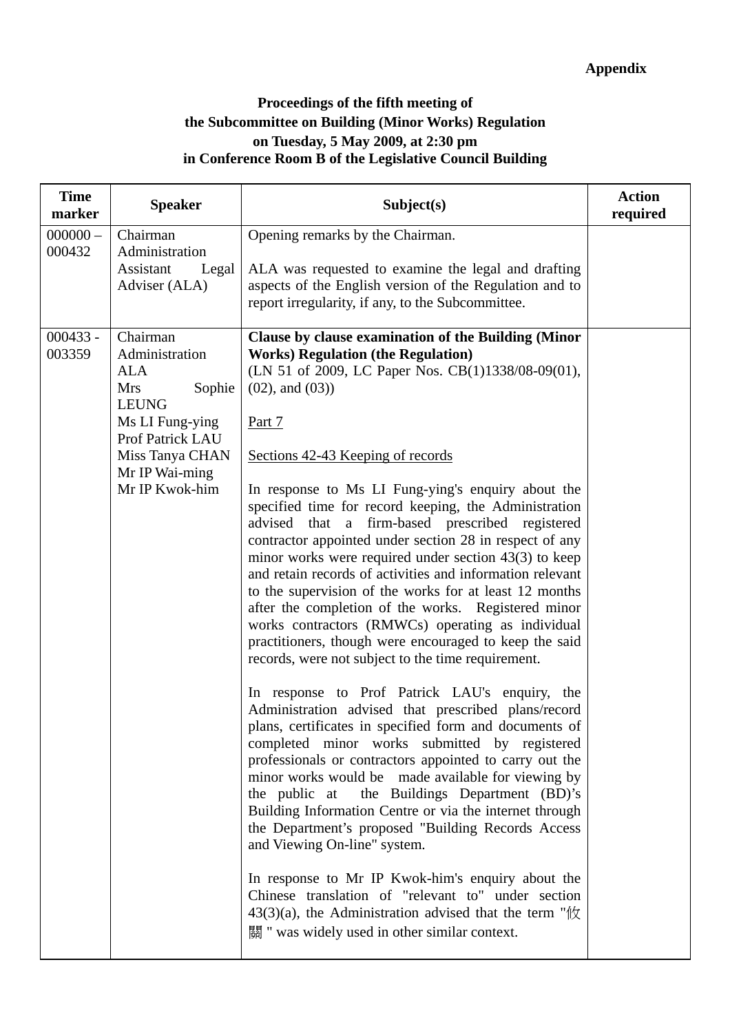**Appendix**

**Proceedings of the fifth meeting of the Subcommittee on Building (Minor Works) Regulation on Tuesday, 5 May 2009, at 2:30 pm in Conference Room B of the Legislative Council Building**

| Time marker | Speaker | Subject(s) | Action required |
|---|---|---|---|
| 000000 – 000432 | Chairman<br>Administration<br>Assistant Legal Adviser (ALA) | Opening remarks by the Chairman.<br><br>ALA was requested to examine the legal and drafting aspects of the English version of the Regulation and to report irregularity, if any, to the Subcommittee. | |
| 000433 - 003359 | Chairman<br>Administration<br>ALA<br>Mrs Sophie LEUNG<br>Ms LI Fung-ying<br>Prof Patrick LAU<br>Miss Tanya CHAN<br>Mr IP Wai-ming<br>Mr IP Kwok-him | **Clause by clause examination of the Building (Minor Works) Regulation (the Regulation)**<br>(LN 51 of 2009, LC Paper Nos. CB(1)1338/08-09(01), (02), and (03))<br><br>Part 7<br><br>Sections 42-43 Keeping of records<br><br>In response to Ms LI Fung-ying's enquiry about the specified time for record keeping, the Administration advised that a firm-based prescribed registered contractor appointed under section 28 in respect of any minor works were required under section 43(3) to keep and retain records of activities and information relevant to the supervision of the works for at least 12 months after the completion of the works. Registered minor works contractors (RMWCs) operating as individual practitioners, though were encouraged to keep the said records, were not subject to the time requirement.<br><br>In response to Prof Patrick LAU's enquiry, the Administration advised that prescribed plans/record plans, certificates in specified form and documents of completed minor works submitted by registered professionals or contractors appointed to carry out the minor works would be made available for viewing by the public at the Buildings Department (BD)'s Building Information Centre or via the internet through the Department's proposed "Building Records Access and Viewing On-line" system.<br><br>In response to Mr IP Kwok-him's enquiry about the Chinese translation of "relevant to" under section 43(3)(a), the Administration advised that the term "攸關" was widely used in other similar context. | |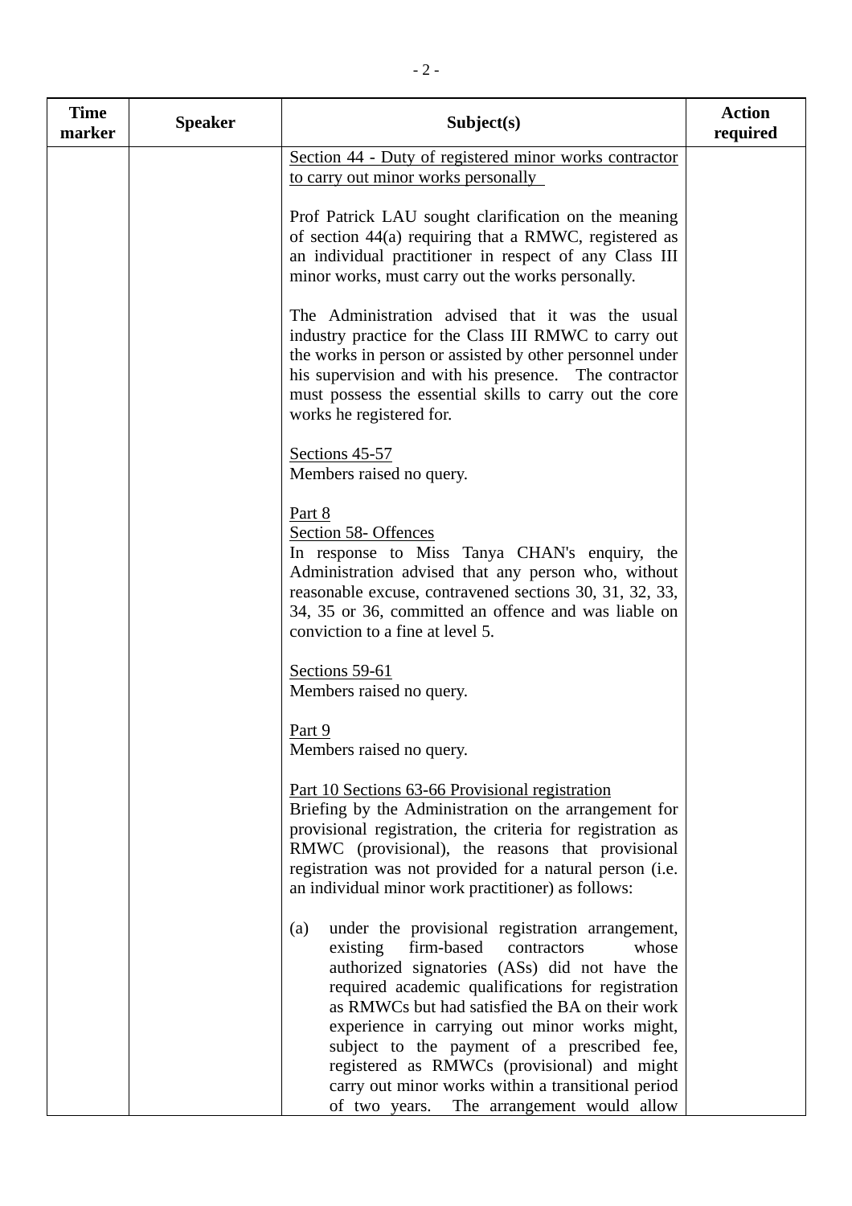| Time marker | Speaker | Subject(s) | Action required |
|---|---|---|---|
| | | <u>Section 44 - Duty of registered minor works contractor to carry out minor works personally</u><br><br>Prof Patrick LAU sought clarification on the meaning of section 44(a) requiring that a RMWC, registered as an individual practitioner in respect of any Class III minor works, must carry out the works personally.<br><br>The Administration advised that it was the usual industry practice for the Class III RMWC to carry out the works in person or assisted by other personnel under his supervision and with his presence. The contractor must possess the essential skills to carry out the core works he registered for.<br><br><u>Sections 45-57</u><br>Members raised no query.<br><br><u>Part 8</u><br><u>Section 58- Offences</u><br>In response to Miss Tanya CHAN's enquiry, the Administration advised that any person who, without reasonable excuse, contravened sections 30, 31, 32, 33, 34, 35 or 36, committed an offence and was liable on conviction to a fine at level 5.<br><br><u>Sections 59-61</u><br>Members raised no query.<br><br><u>Part 9</u><br>Members raised no query.<br><br><u>Part 10 Sections 63-66 Provisional registration</u><br>Briefing by the Administration on the arrangement for provisional registration, the criteria for registration as RMWC (provisional), the reasons that provisional registration was not provided for a natural person (i.e. an individual minor work practitioner) as follows:<br><br>(a) under the provisional registration arrangement, existing firm-based contractors whose authorized signatories (ASs) did not have the required academic qualifications for registration as RMWCs but had satisfied the BA on their work experience in carrying out minor works might, subject to the payment of a prescribed fee, registered as RMWCs (provisional) and might carry out minor works within a transitional period of two years. The arrangement would allow | |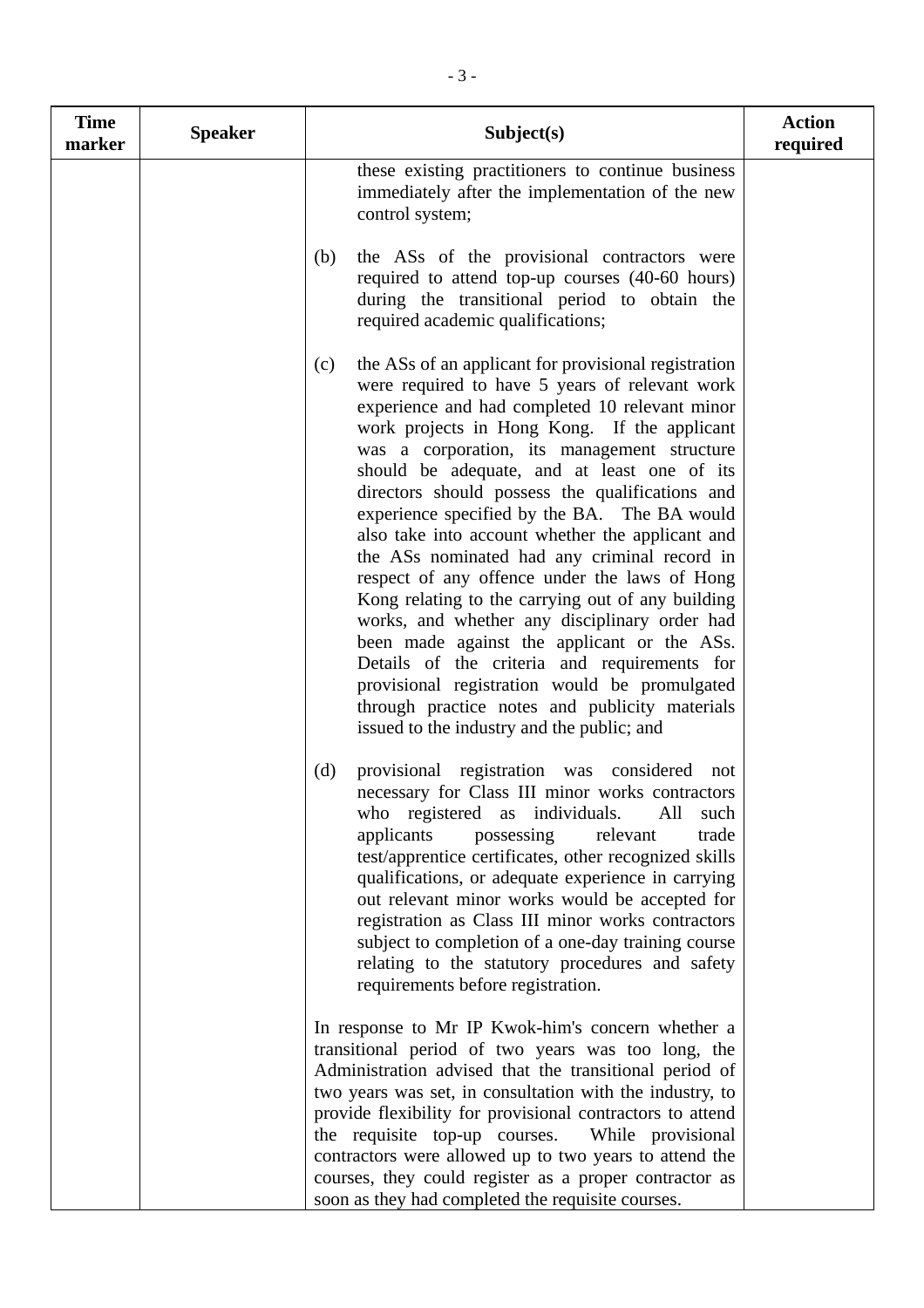| Time marker | Speaker | Subject(s) | Action required |
|---|---|---|---|
| | | these existing practitioners to continue business immediately after the implementation of the new control system;<br><br>(b) the ASs of the provisional contractors were required to attend top-up courses (40-60 hours) during the transitional period to obtain the required academic qualifications;<br><br>(c) the ASs of an applicant for provisional registration were required to have 5 years of relevant work experience and had completed 10 relevant minor work projects in Hong Kong. If the applicant was a corporation, its management structure should be adequate, and at least one of its directors should possess the qualifications and experience specified by the BA. The BA would also take into account whether the applicant and the ASs nominated had any criminal record in respect of any offence under the laws of Hong Kong relating to the carrying out of any building works, and whether any disciplinary order had been made against the applicant or the ASs. Details of the criteria and requirements for provisional registration would be promulgated through practice notes and publicity materials issued to the industry and the public; and<br><br>(d) provisional registration was considered not necessary for Class III minor works contractors who registered as individuals. All such applicants possessing relevant trade test/apprentice certificates, other recognized skills qualifications, or adequate experience in carrying out relevant minor works would be accepted for registration as Class III minor works contractors subject to completion of a one-day training course relating to the statutory procedures and safety requirements before registration.<br><br>In response to Mr IP Kwok-him's concern whether a transitional period of two years was too long, the Administration advised that the transitional period of two years was set, in consultation with the industry, to provide flexibility for provisional contractors to attend the requisite top-up courses. While provisional contractors were allowed up to two years to attend the courses, they could register as a proper contractor as soon as they had completed the requisite courses. | |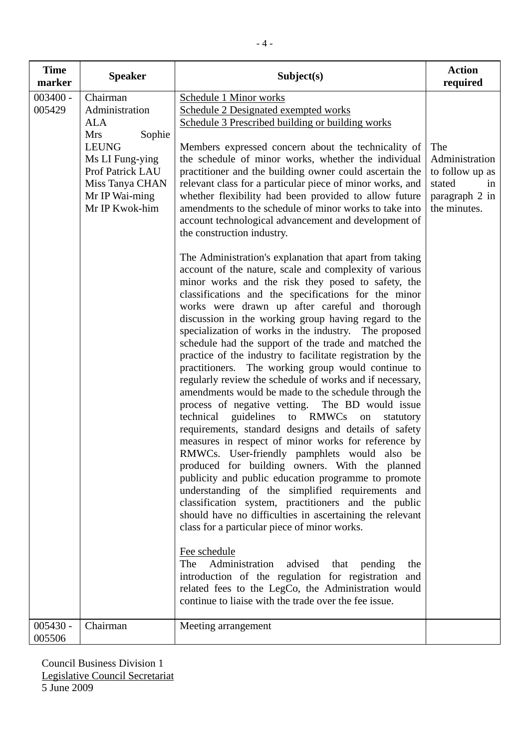| Time marker | Speaker | Subject(s) | Action required |
|---|---|---|---|
| 003400 - 005429 | Chairman<br>Administration<br>ALA<br>Mrs Sophie LEUNG<br>Ms LI Fung-ying<br>Prof Patrick LAU<br>Miss Tanya CHAN<br>Mr IP Wai-ming<br>Mr IP Kwok-him | Schedule 1 Minor works<br>Schedule 2 Designated exempted works<br>Schedule 3 Prescribed building or building works<br><br>Members expressed concern about the technicality of the schedule of minor works, whether the individual practitioner and the building owner could ascertain the relevant class for a particular piece of minor works, and whether flexibility had been provided to allow future amendments to the schedule of minor works to take into account technological advancement and development of the construction industry.<br><br>The Administration's explanation that apart from taking account of the nature, scale and complexity of various minor works and the risk they posed to safety, the classifications and the specifications for the minor works were drawn up after careful and thorough discussion in the working group having regard to the specialization of works in the industry. The proposed schedule had the support of the trade and matched the practice of the industry to facilitate registration by the practitioners. The working group would continue to regularly review the schedule of works and if necessary, amendments would be made to the schedule through the process of negative vetting. The BD would issue technical guidelines to RMWCs on statutory requirements, standard designs and details of safety measures in respect of minor works for reference by RMWCs. User-friendly pamphlets would also be produced for building owners. With the planned publicity and public education programme to promote understanding of the simplified requirements and classification system, practitioners and the public should have no difficulties in ascertaining the relevant class for a particular piece of minor works.<br><br>Fee schedule<br>The Administration advised that pending the introduction of the regulation for registration and related fees to the LegCo, the Administration would continue to liaise with the trade over the fee issue. | The Administration to follow up as stated in paragraph 2 in the minutes. |
| 005430 - 005506 | Chairman | Meeting arrangement | |

Council Business Division 1
Legislative Council Secretariat
5 June 2009